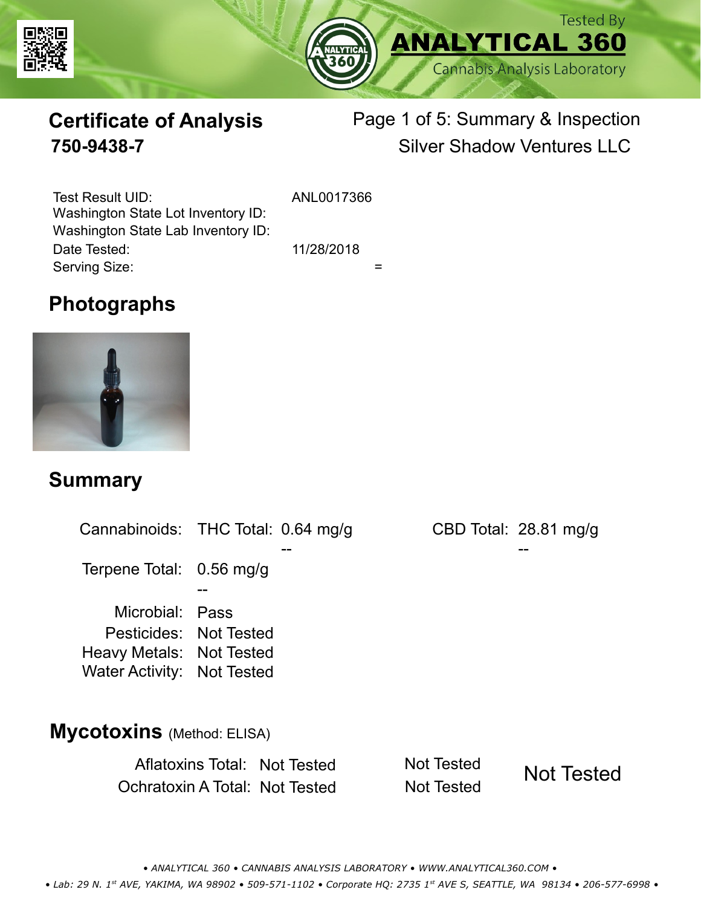Tested By **ANALYTICAL 360** Cannabis Analysis Laboratory

# Certificate of Analysis

**750-9438-7**

Page 1 of 5: Summary & Inspection

Silver Shadow Ventures LLC

| | |
|---|---|
| Test Result UID: | ANL0017366 |
| Washington State Lot Inventory ID: | |
| Washington State Lab Inventory ID: | |
| Date Tested: | 11/28/2018 |
| Serving Size: | = |

## Photographs

## Summary

| | | | | |
|---|---|---|---|---|
| Cannabinoids: | THC Total: | 0.64 mg/g | CBD Total: | 28.81 mg/g |
| | | -- | | -- |
| Terpene Total: | 0.56 mg/g | | | |
| | -- | | | |
| Microbial: | Pass | | | |
| Pesticides: | Not Tested | | | |
| Heavy Metals: | Not Tested | | | |
| Water Activity: | Not Tested | | | |

## Mycotoxins (Method: ELISA)

| | | | |
|---|---|---|---|
| Aflatoxins Total: | Not Tested | Not Tested | Not Tested |
| Ochratoxin A Total: | Not Tested | Not Tested | |

• ANALYTICAL 360 • CANNABIS ANALYSIS LABORATORY • WWW.ANALYTICAL360.COM •

• Lab: 29 N. 1st AVE, YAKIMA, WA 98902 • 509-571-1102 • Corporate HQ: 2735 1st AVE S, SEATTLE, WA 98134 • 206-577-6998 •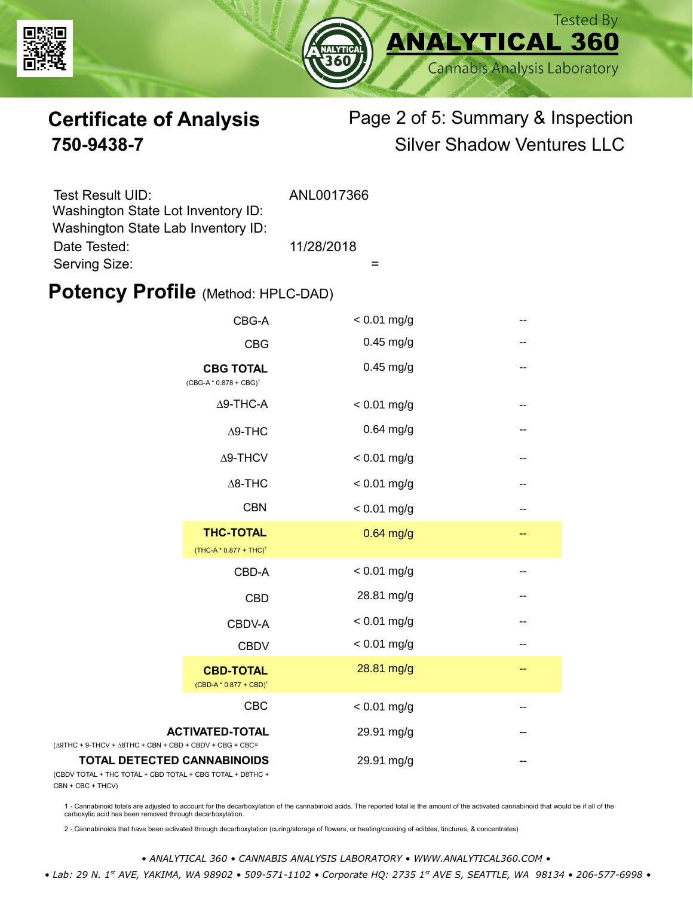Tested By **ANALYTICAL 360** Cannabis Analysis Laboratory

# Certificate of Analysis
## 750-9438-7

Page 2 of 5: Summary & Inspection
Silver Shadow Ventures LLC

| | |
|---|---|
| Test Result UID: | ANL0017366 |
| Washington State Lot Inventory ID: | |
| Washington State Lab Inventory ID: | |
| Date Tested: | 11/28/2018 |
| Serving Size: | = |

## Potency Profile (Method: HPLC-DAD)

| Analyte | Result | |
|---|---|---|
| CBG-A | < 0.01 mg/g | -- |
| CBG | 0.45 mg/g | -- |
| **CBG TOTAL** (CBG-A * 0.878 + CBG)[1] | 0.45 mg/g | -- |
| Δ9-THC-A | < 0.01 mg/g | -- |
| Δ9-THC | 0.64 mg/g | -- |
| Δ9-THCV | < 0.01 mg/g | -- |
| Δ8-THC | < 0.01 mg/g | -- |
| CBN | < 0.01 mg/g | -- |
| **THC-TOTAL** (THC-A * 0.877 + THC)[1] | 0.64 mg/g | -- |
| CBD-A | < 0.01 mg/g | -- |
| CBD | 28.81 mg/g | -- |
| CBDV-A | < 0.01 mg/g | -- |
| CBDV | < 0.01 mg/g | -- |
| **CBD-TOTAL** (CBD-A * 0.877 + CBD)[1] | 28.81 mg/g | -- |
| CBC | < 0.01 mg/g | -- |
| **ACTIVATED-TOTAL** (Δ9THC + 9-THCV + Δ8THC + CBN + CBD + CBDV + CBG + CBC[2]) | 29.91 mg/g | -- |
| **TOTAL DETECTED CANNABINOIDS** (CBDV TOTAL + THC TOTAL + CBD TOTAL + CBG TOTAL + D8THC + CBN + CBC + THCV) | 29.91 mg/g | -- |

1 - Cannabinoid totals are adjusted to account for the decarboxylation of the cannabinoid acids. The reported total is the amount of the activated cannabinoid that would be if all of the carboxylic acid has been removed through decarboxylation.

2 - Cannabinoids that have been activated through decarboxylation (curing/storage of flowers, or heating/cooking of edibles, tinctures, & concentrates)

*• ANALYTICAL 360 • CANNABIS ANALYSIS LABORATORY • WWW.ANALYTICAL360.COM •*

*• Lab: 29 N. 1st AVE, YAKIMA, WA 98902 • 509-571-1102 • Corporate HQ: 2735 1st AVE S, SEATTLE, WA 98134 • 206-577-6998 •*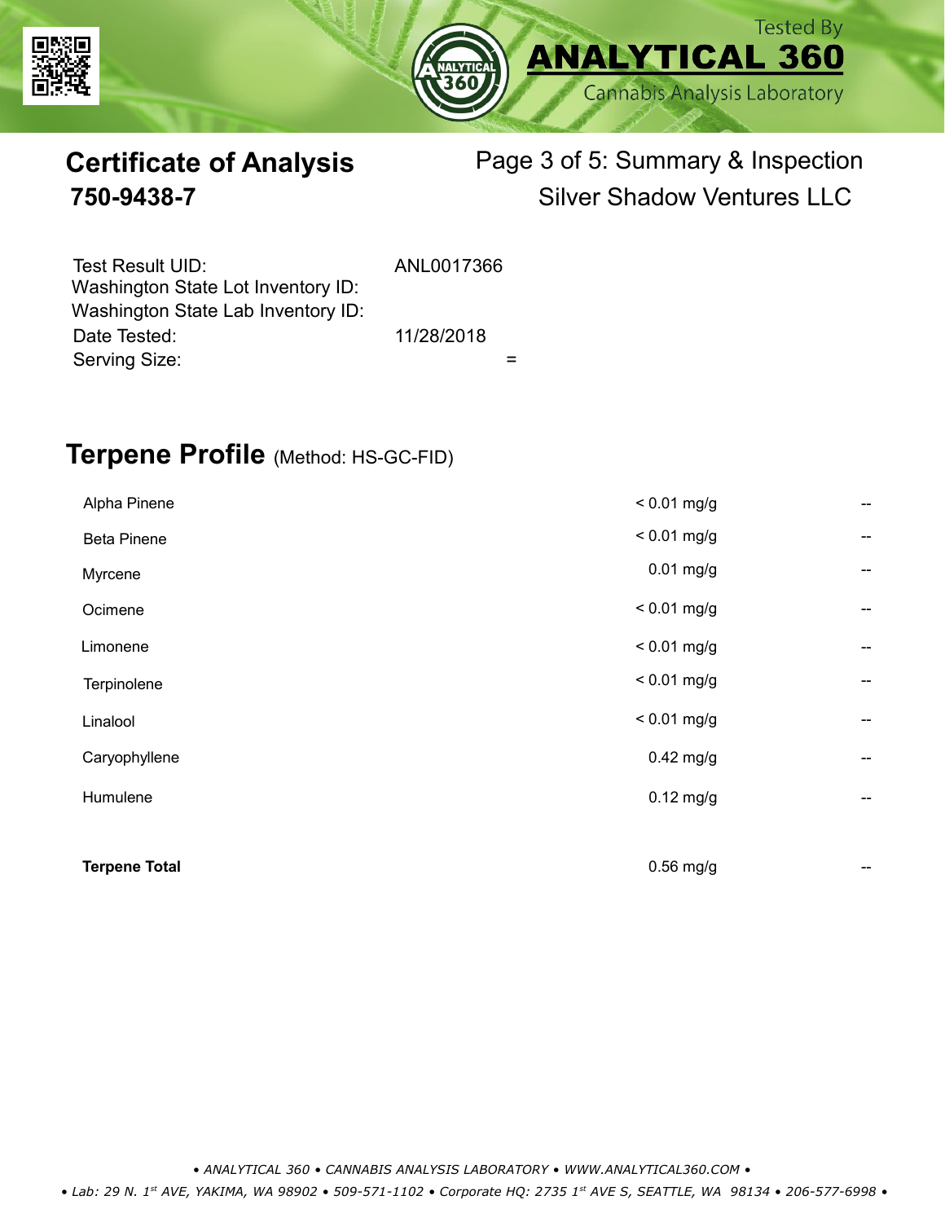# Certificate of Analysis

**750-9438-7**

Page 3 of 5: Summary & Inspection

Silver Shadow Ventures LLC

Test Result UID: ANL0017366
Washington State Lot Inventory ID:
Washington State Lab Inventory ID:
Date Tested: 11/28/2018
Serving Size: =

## Terpene Profile (Method: HS-GC-FID)

| | | |
|---|---|---|
| Alpha Pinene | < 0.01 mg/g | -- |
| Beta Pinene | < 0.01 mg/g | -- |
| Myrcene | 0.01 mg/g | -- |
| Ocimene | < 0.01 mg/g | -- |
| Limonene | < 0.01 mg/g | -- |
| Terpinolene | < 0.01 mg/g | -- |
| Linalool | < 0.01 mg/g | -- |
| Caryophyllene | 0.42 mg/g | -- |
| Humulene | 0.12 mg/g | -- |
| **Terpene Total** | 0.56 mg/g | -- |

*• ANALYTICAL 360 • CANNABIS ANALYSIS LABORATORY • WWW.ANALYTICAL360.COM •*

*• Lab: 29 N. 1st AVE, YAKIMA, WA 98902 • 509-571-1102 • Corporate HQ: 2735 1st AVE S, SEATTLE, WA 98134 • 206-577-6998 •*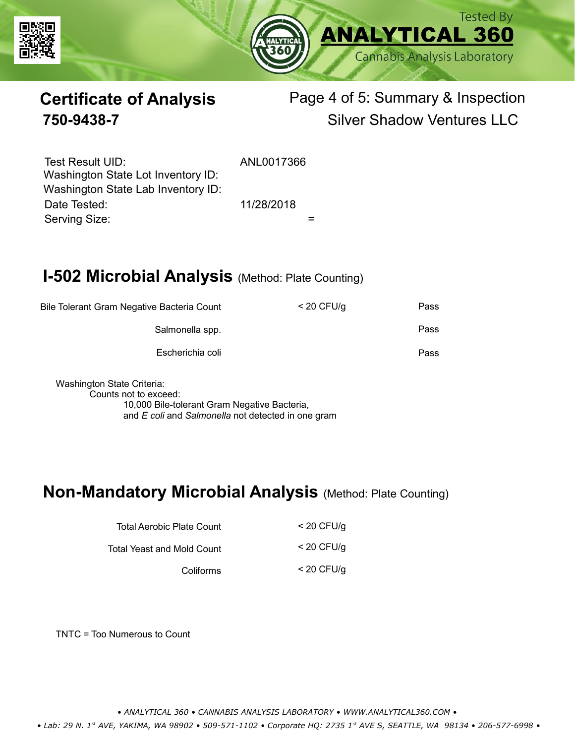Tested By
**ANALYTICAL 360**
Cannabis Analysis Laboratory

# Certificate of Analysis
## 750-9438-7

Page 4 of 5: Summary & Inspection
Silver Shadow Ventures LLC

| | |
|---|---|
| Test Result UID: | ANL0017366 |
| Washington State Lot Inventory ID: | |
| Washington State Lab Inventory ID: | |
| Date Tested: | 11/28/2018 |
| Serving Size: | = |

## I-502 Microbial Analysis (Method: Plate Counting)

| | | |
|---|---|---|
| Bile Tolerant Gram Negative Bacteria Count | < 20 CFU/g | Pass |
| Salmonella spp. | | Pass |
| Escherichia coli | | Pass |

Washington State Criteria:
Counts not to exceed:
10,000 Bile-tolerant Gram Negative Bacteria,
and *E coli* and *Salmonella* not detected in one gram

## Non-Mandatory Microbial Analysis (Method: Plate Counting)

| | |
|---|---|
| Total Aerobic Plate Count | < 20 CFU/g |
| Total Yeast and Mold Count | < 20 CFU/g |
| Coliforms | < 20 CFU/g |

TNTC = Too Numerous to Count

• *ANALYTICAL 360 • CANNABIS ANALYSIS LABORATORY • WWW.ANALYTICAL360.COM* •

• *Lab: 29 N. 1st AVE, YAKIMA, WA 98902 • 509-571-1102 • Corporate HQ: 2735 1st AVE S, SEATTLE, WA 98134 • 206-577-6998* •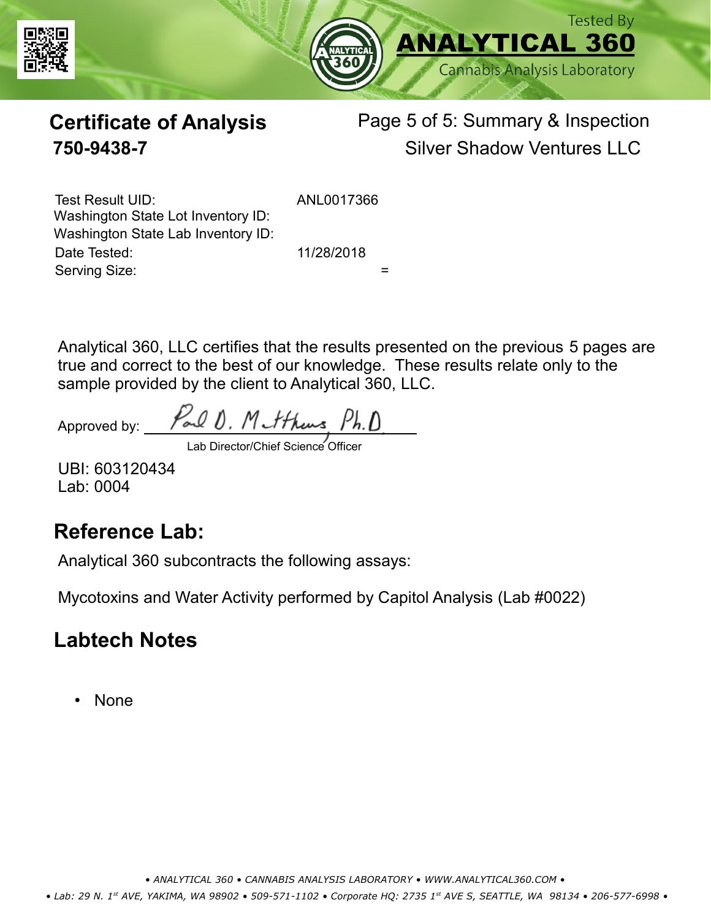# Certificate of Analysis

**750-9438-7**

Page 5 of 5: Summary & Inspection

Silver Shadow Ventures LLC

| | |
|---|---|
| Test Result UID: | ANL0017366 |
| Washington State Lot Inventory ID: | |
| Washington State Lab Inventory ID: | |
| Date Tested: | 11/28/2018 |
| Serving Size: | = |

Analytical 360, LLC certifies that the results presented on the previous 5 pages are true and correct to the best of our knowledge. These results relate only to the sample provided by the client to Analytical 360, LLC.

Approved by: Paul D. Matthews, Ph.D

Lab Director/Chief Science Officer

UBI: 603120434
Lab: 0004

## Reference Lab:

Analytical 360 subcontracts the following assays:

Mycotoxins and Water Activity performed by Capitol Analysis (Lab #0022)

## Labtech Notes

- None

• ANALYTICAL 360 • CANNABIS ANALYSIS LABORATORY • WWW.ANALYTICAL360.COM •

• Lab: 29 N. 1st AVE, YAKIMA, WA 98902 • 509-571-1102 • Corporate HQ: 2735 1st AVE S, SEATTLE, WA 98134 • 206-577-6998 •